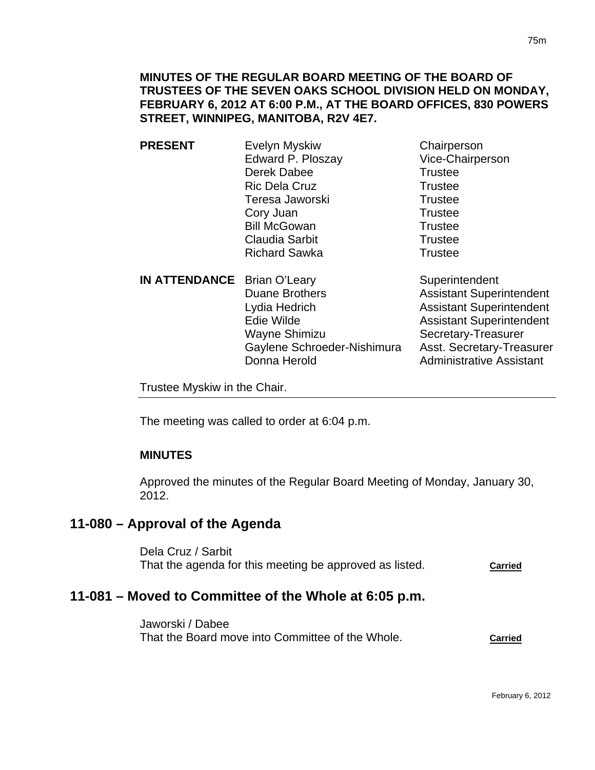**MINUTES OF THE REGULAR BOARD MEETING OF THE BOARD OF TRUSTEES OF THE SEVEN OAKS SCHOOL DIVISION HELD ON MONDAY, FEBRUARY 6, 2012 AT 6:00 P.M., AT THE BOARD OFFICES, 830 POWERS STREET, WINNIPEG, MANITOBA, R2V 4E7.**

| | | |
|---|---|---|
| **PRESENT** | Evelyn Myskiw | Chairperson |
| | Edward P. Ploszay | Vice-Chairperson |
| | Derek Dabee | Trustee |
| | Ric Dela Cruz | Trustee |
| | Teresa Jaworski | Trustee |
| | Cory Juan | Trustee |
| | Bill McGowan | Trustee |
| | Claudia Sarbit | Trustee |
| | Richard Sawka | Trustee |
| **IN ATTENDANCE** | Brian O'Leary | Superintendent |
| | Duane Brothers | Assistant Superintendent |
| | Lydia Hedrich | Assistant Superintendent |
| | Edie Wilde | Assistant Superintendent |
| | Wayne Shimizu | Secretary-Treasurer |
| | Gaylene Schroeder-Nishimura | Asst. Secretary-Treasurer |
| | Donna Herold | Administrative Assistant |

Trustee Myskiw in the Chair.

The meeting was called to order at 6:04 p.m.

**MINUTES**

Approved the minutes of the Regular Board Meeting of Monday, January 30, 2012.

## 11-080 – Approval of the Agenda

Dela Cruz / Sarbit
That the agenda for this meeting be approved as listed. **Carried**

## 11-081 – Moved to Committee of the Whole at 6:05 p.m.

Jaworski / Dabee
That the Board move into Committee of the Whole. **Carried**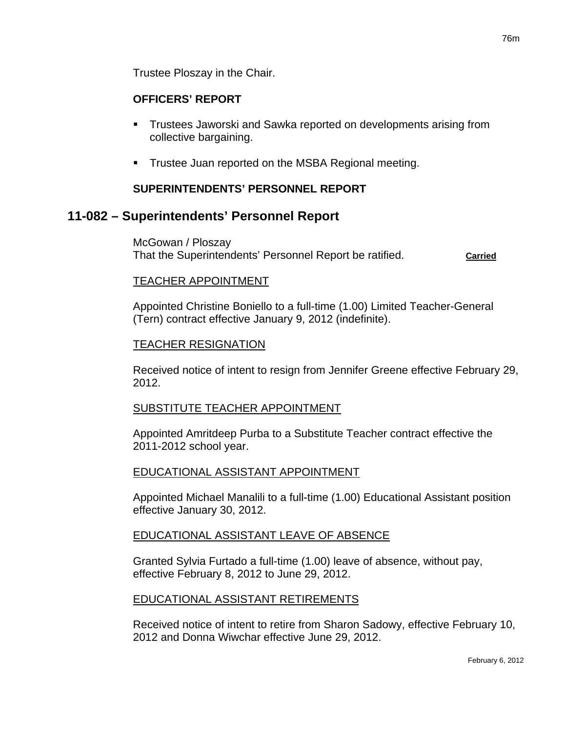Trustee Ploszay in the Chair.

**OFFICERS' REPORT**

- Trustees Jaworski and Sawka reported on developments arising from collective bargaining.
- Trustee Juan reported on the MSBA Regional meeting.

**SUPERINTENDENTS' PERSONNEL REPORT**

## 11-082 – Superintendents' Personnel Report

McGowan / Ploszay
That the Superintendents' Personnel Report be ratified. **Carried**

TEACHER APPOINTMENT

Appointed Christine Boniello to a full-time (1.00) Limited Teacher-General (Tern) contract effective January 9, 2012 (indefinite).

TEACHER RESIGNATION

Received notice of intent to resign from Jennifer Greene effective February 29, 2012.

SUBSTITUTE TEACHER APPOINTMENT

Appointed Amritdeep Purba to a Substitute Teacher contract effective the 2011-2012 school year.

EDUCATIONAL ASSISTANT APPOINTMENT

Appointed Michael Manalili to a full-time (1.00) Educational Assistant position effective January 30, 2012.

EDUCATIONAL ASSISTANT LEAVE OF ABSENCE

Granted Sylvia Furtado a full-time (1.00) leave of absence, without pay, effective February 8, 2012 to June 29, 2012.

EDUCATIONAL ASSISTANT RETIREMENTS

Received notice of intent to retire from Sharon Sadowy, effective February 10, 2012 and Donna Wiwchar effective June 29, 2012.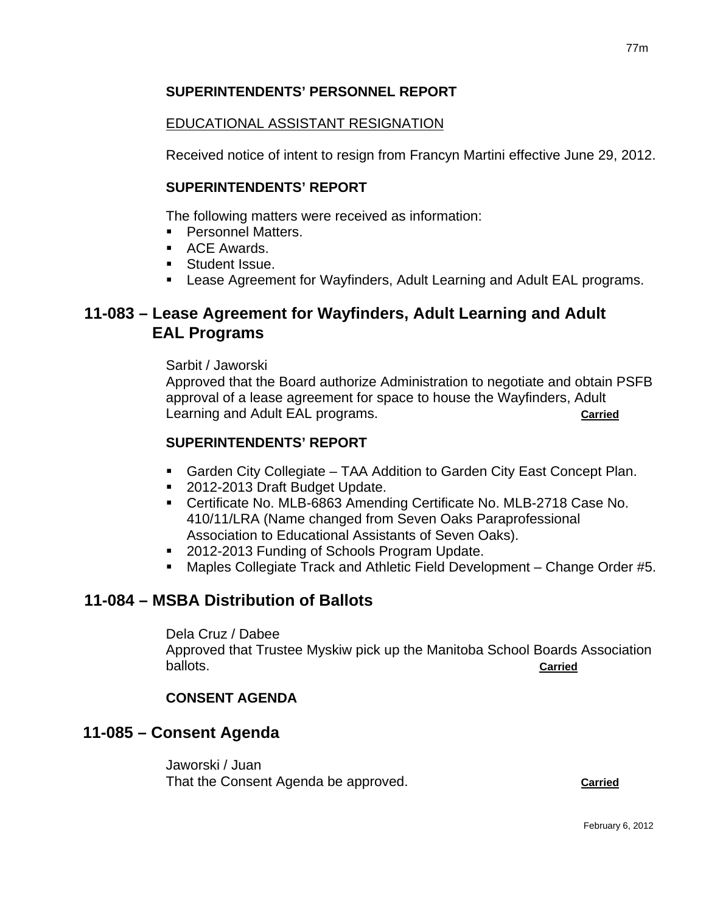**SUPERINTENDENTS' PERSONNEL REPORT**

EDUCATIONAL ASSISTANT RESIGNATION

Received notice of intent to resign from Francyn Martini effective June 29, 2012.

**SUPERINTENDENTS' REPORT**

The following matters were received as information:

- Personnel Matters.
- ACE Awards.
- Student Issue.
- Lease Agreement for Wayfinders, Adult Learning and Adult EAL programs.

## 11-083 – Lease Agreement for Wayfinders, Adult Learning and Adult EAL Programs

Sarbit / Jaworski
Approved that the Board authorize Administration to negotiate and obtain PSFB approval of a lease agreement for space to house the Wayfinders, Adult Learning and Adult EAL programs. **Carried**

**SUPERINTENDENTS' REPORT**

- Garden City Collegiate – TAA Addition to Garden City East Concept Plan.
- 2012-2013 Draft Budget Update.
- Certificate No. MLB-6863 Amending Certificate No. MLB-2718 Case No. 410/11/LRA (Name changed from Seven Oaks Paraprofessional Association to Educational Assistants of Seven Oaks).
- 2012-2013 Funding of Schools Program Update.
- Maples Collegiate Track and Athletic Field Development – Change Order #5.

## 11-084 – MSBA Distribution of Ballots

Dela Cruz / Dabee
Approved that Trustee Myskiw pick up the Manitoba School Boards Association ballots. **Carried**

**CONSENT AGENDA**

## 11-085 – Consent Agenda

Jaworski / Juan
That the Consent Agenda be approved. **Carried**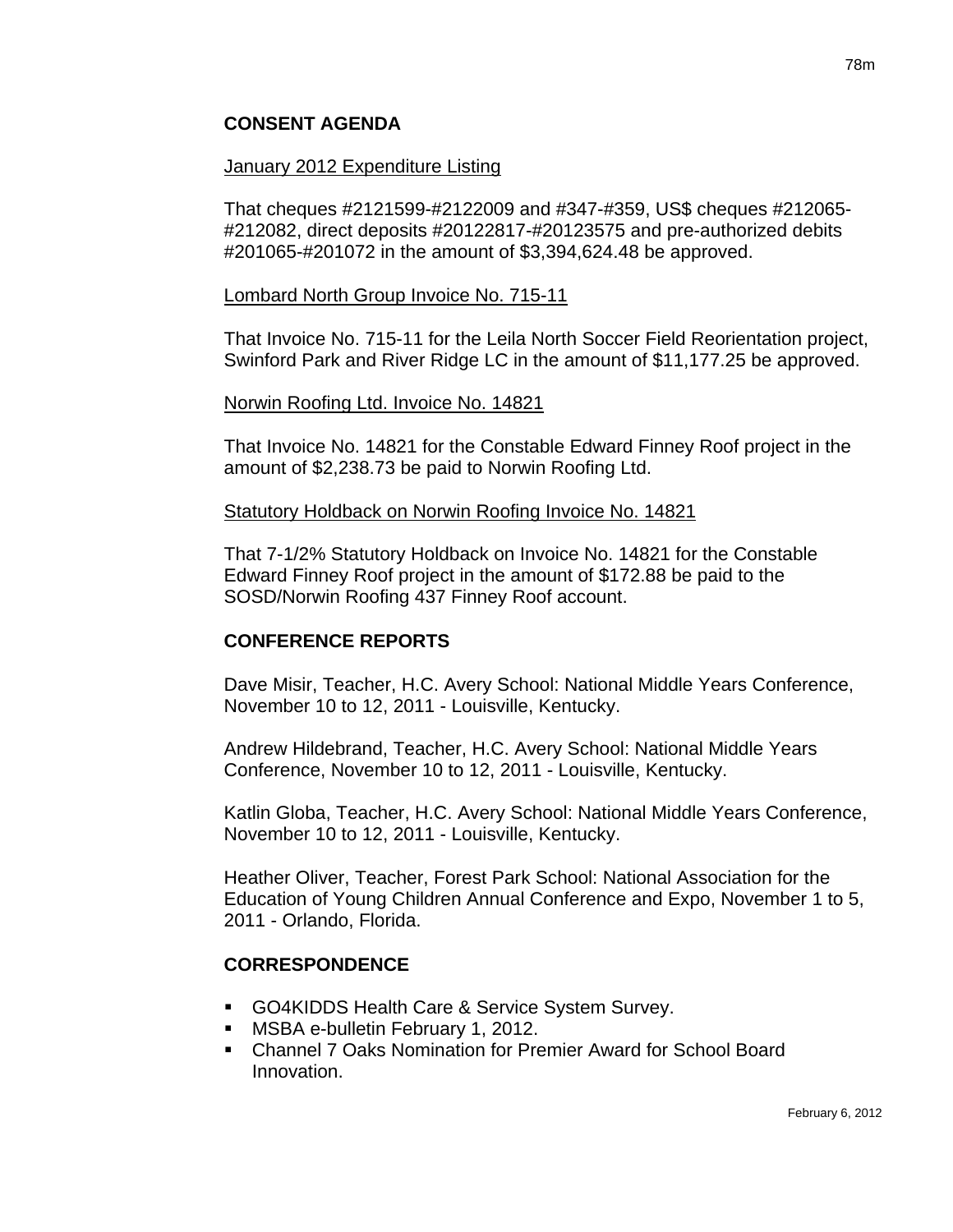## CONSENT AGENDA

January 2012 Expenditure Listing

That cheques #2121599-#2122009 and #347-#359, US$ cheques #212065-#212082, direct deposits #20122817-#20123575 and pre-authorized debits #201065-#201072 in the amount of $3,394,624.48 be approved.

Lombard North Group Invoice No. 715-11

That Invoice No. 715-11 for the Leila North Soccer Field Reorientation project, Swinford Park and River Ridge LC in the amount of $11,177.25 be approved.

Norwin Roofing Ltd. Invoice No. 14821

That Invoice No. 14821 for the Constable Edward Finney Roof project in the amount of $2,238.73 be paid to Norwin Roofing Ltd.

Statutory Holdback on Norwin Roofing Invoice No. 14821

That 7-1/2% Statutory Holdback on Invoice No. 14821 for the Constable Edward Finney Roof project in the amount of $172.88 be paid to the SOSD/Norwin Roofing 437 Finney Roof account.

## CONFERENCE REPORTS

Dave Misir, Teacher, H.C. Avery School: National Middle Years Conference, November 10 to 12, 2011 - Louisville, Kentucky.

Andrew Hildebrand, Teacher, H.C. Avery School: National Middle Years Conference, November 10 to 12, 2011 - Louisville, Kentucky.

Katlin Globa, Teacher, H.C. Avery School: National Middle Years Conference, November 10 to 12, 2011 - Louisville, Kentucky.

Heather Oliver, Teacher, Forest Park School: National Association for the Education of Young Children Annual Conference and Expo, November 1 to 5, 2011 - Orlando, Florida.

## CORRESPONDENCE

- GO4KIDDS Health Care & Service System Survey.
- MSBA e-bulletin February 1, 2012.
- Channel 7 Oaks Nomination for Premier Award for School Board Innovation.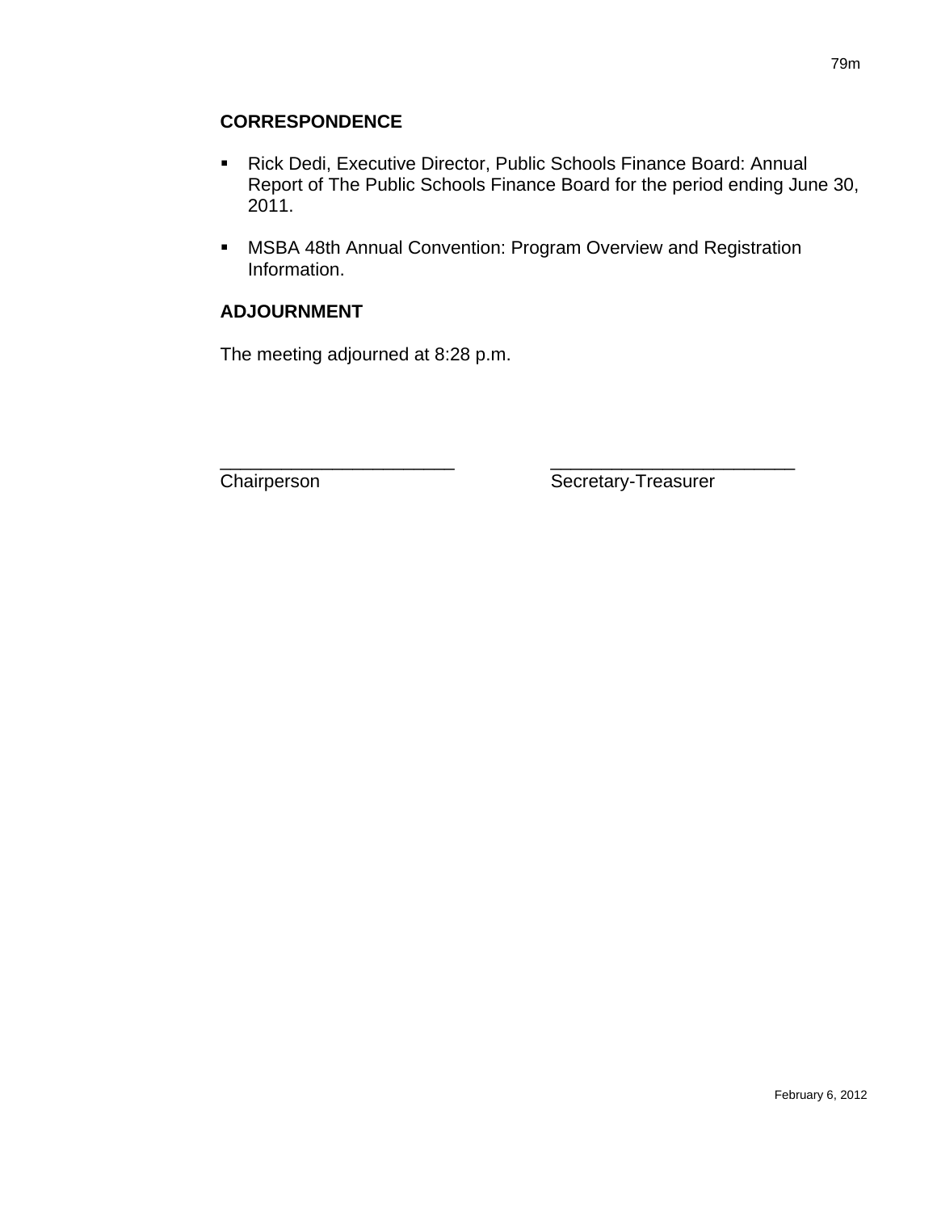## CORRESPONDENCE

- Rick Dedi, Executive Director, Public Schools Finance Board: Annual Report of The Public Schools Finance Board for the period ending June 30, 2011.

- MSBA 48th Annual Convention: Program Overview and Registration Information.

## ADJOURNMENT

The meeting adjourned at 8:28 p.m.

_______________________ _________________________

Chairperson Secretary-Treasurer